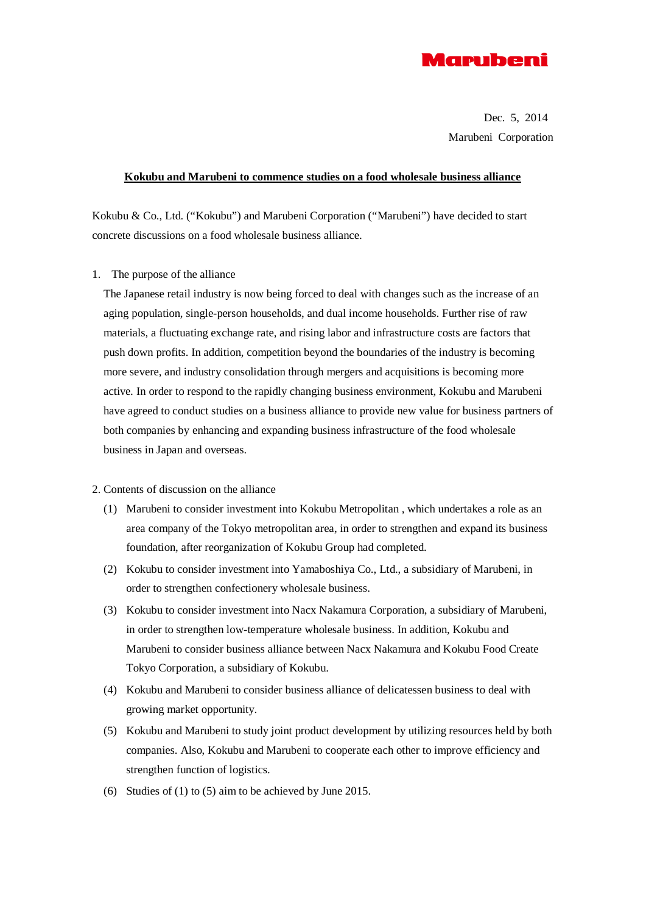Marubeni

Dec. 5, 2014

Marubeni Corporation

# Kokubu and Marubeni to commence studies on a food wholesale business alliance

Kokubu & Co., Ltd. ("Kokubu") and Marubeni Corporation ("Marubeni") have decided to start concrete discussions on a food wholesale business alliance.

1. The purpose of the alliance

   The Japanese retail industry is now being forced to deal with changes such as the increase of an aging population, single-person households, and dual income households. Further rise of raw materials, a fluctuating exchange rate, and rising labor and infrastructure costs are factors that push down profits. In addition, competition beyond the boundaries of the industry is becoming more severe, and industry consolidation through mergers and acquisitions is becoming more active. In order to respond to the rapidly changing business environment, Kokubu and Marubeni have agreed to conduct studies on a business alliance to provide new value for business partners of both companies by enhancing and expanding business infrastructure of the food wholesale business in Japan and overseas.

2. Contents of discussion on the alliance

   (1) Marubeni to consider investment into Kokubu Metropolitan , which undertakes a role as an area company of the Tokyo metropolitan area, in order to strengthen and expand its business foundation, after reorganization of Kokubu Group had completed.

   (2) Kokubu to consider investment into Yamaboshiya Co., Ltd., a subsidiary of Marubeni, in order to strengthen confectionery wholesale business.

   (3) Kokubu to consider investment into Nacx Nakamura Corporation, a subsidiary of Marubeni, in order to strengthen low-temperature wholesale business. In addition, Kokubu and Marubeni to consider business alliance between Nacx Nakamura and Kokubu Food Create Tokyo Corporation, a subsidiary of Kokubu.

   (4) Kokubu and Marubeni to consider business alliance of delicatessen business to deal with growing market opportunity.

   (5) Kokubu and Marubeni to study joint product development by utilizing resources held by both companies. Also, Kokubu and Marubeni to cooperate each other to improve efficiency and strengthen function of logistics.

   (6) Studies of (1) to (5) aim to be achieved by June 2015.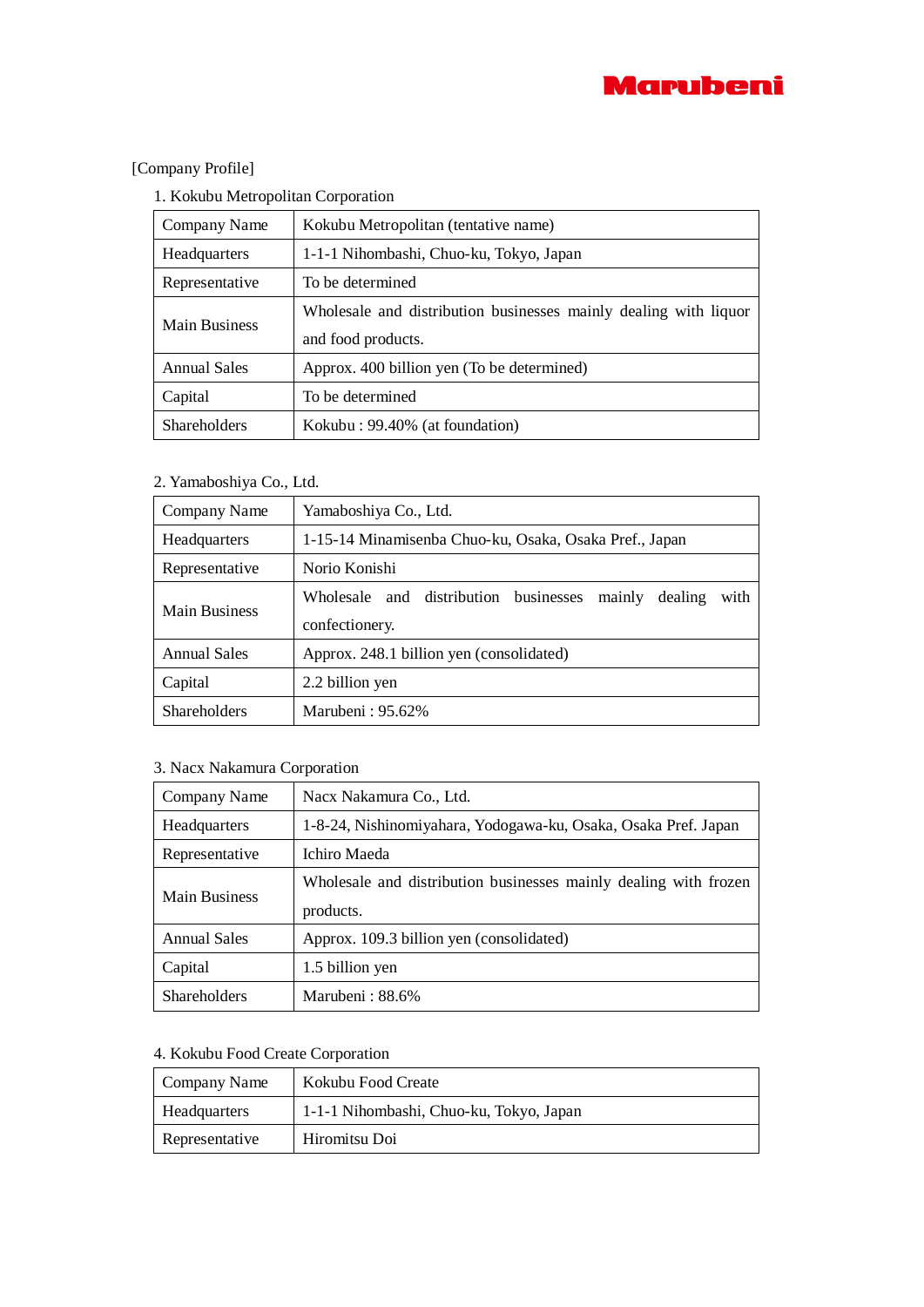[Company Profile]

1. Kokubu Metropolitan Corporation

| Company Name | Kokubu Metropolitan (tentative name) |
|---|---|
| Headquarters | 1-1-1 Nihombashi, Chuo-ku, Tokyo, Japan |
| Representative | To be determined |
| Main Business | Wholesale and distribution businesses mainly dealing with liquor and food products. |
| Annual Sales | Approx. 400 billion yen (To be determined) |
| Capital | To be determined |
| Shareholders | Kokubu : 99.40% (at foundation) |

2. Yamaboshiya Co., Ltd.

| Company Name | Yamaboshiya Co., Ltd. |
|---|---|
| Headquarters | 1-15-14 Minamisenba Chuo-ku, Osaka, Osaka Pref., Japan |
| Representative | Norio Konishi |
| Main Business | Wholesale and distribution businesses mainly dealing with confectionery. |
| Annual Sales | Approx. 248.1 billion yen (consolidated) |
| Capital | 2.2 billion yen |
| Shareholders | Marubeni : 95.62% |

3. Nacx Nakamura Corporation

| Company Name | Nacx Nakamura Co., Ltd. |
|---|---|
| Headquarters | 1-8-24, Nishinomiyahara, Yodogawa-ku, Osaka, Osaka Pref. Japan |
| Representative | Ichiro Maeda |
| Main Business | Wholesale and distribution businesses mainly dealing with frozen products. |
| Annual Sales | Approx. 109.3 billion yen (consolidated) |
| Capital | 1.5 billion yen |
| Shareholders | Marubeni : 88.6% |

4. Kokubu Food Create Corporation

| Company Name | Kokubu Food Create |
|---|---|
| Headquarters | 1-1-1 Nihombashi, Chuo-ku, Tokyo, Japan |
| Representative | Hiromitsu Doi |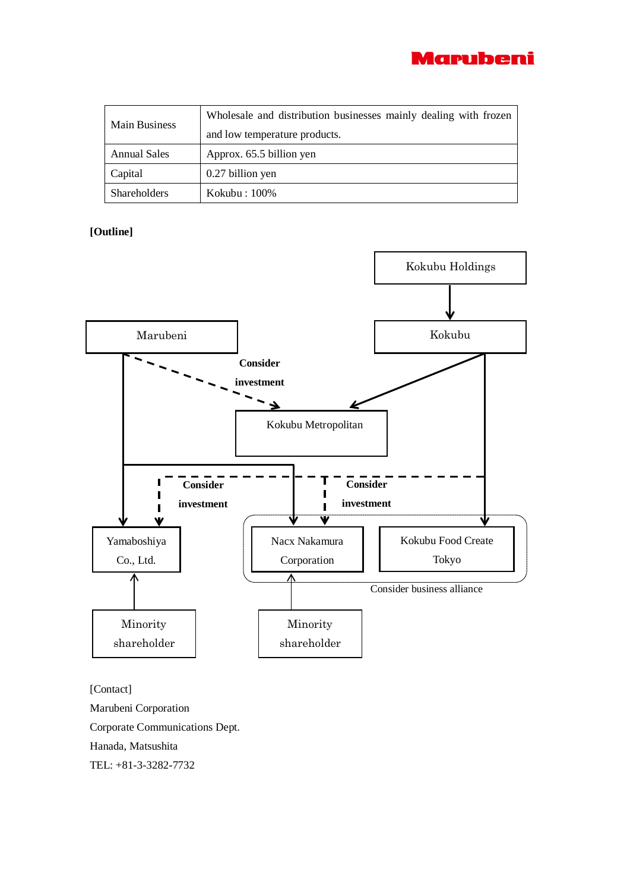| | |
|---|---|
| Main Business | Wholesale and distribution businesses mainly dealing with frozen and low temperature products. |
| Annual Sales | Approx. 65.5 billion yen |
| Capital | 0.27 billion yen |
| Shareholders | Kokubu : 100% |

**[Outline]**

Kokubu Holdings

Marubeni

Kokubu

Consider investment

Kokubu Metropolitan

Consider investment

Consider investment

Yamaboshiya Co., Ltd.

Nacx Nakamura Corporation

Kokubu Food Create Tokyo

Consider business alliance

Minority shareholder

Minority shareholder

[Contact]
Marubeni Corporation
Corporate Communications Dept.
Hanada, Matsushita
TEL: +81-3-3282-7732